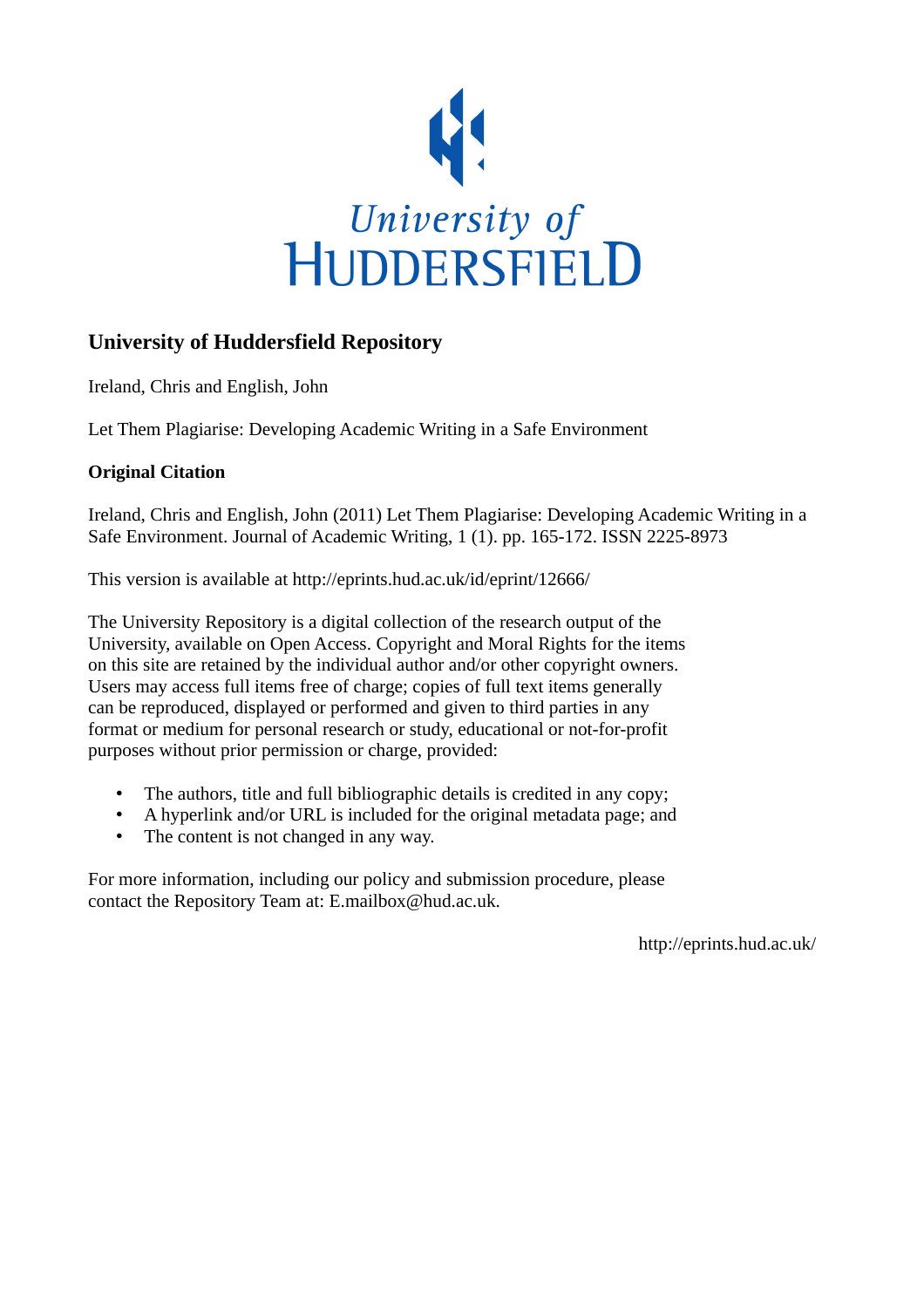University of
HUDDERSFIELD

## University of Huddersfield Repository

Ireland, Chris and English, John

Let Them Plagiarise: Developing Academic Writing in a Safe Environment

### Original Citation

Ireland, Chris and English, John (2011) Let Them Plagiarise: Developing Academic Writing in a Safe Environment. Journal of Academic Writing, 1 (1). pp. 165-172. ISSN 2225-8973

This version is available at http://eprints.hud.ac.uk/id/eprint/12666/

The University Repository is a digital collection of the research output of the University, available on Open Access. Copyright and Moral Rights for the items on this site are retained by the individual author and/or other copyright owners. Users may access full items free of charge; copies of full text items generally can be reproduced, displayed or performed and given to third parties in any format or medium for personal research or study, educational or not-for-profit purposes without prior permission or charge, provided:

- The authors, title and full bibliographic details is credited in any copy;
- A hyperlink and/or URL is included for the original metadata page; and
- The content is not changed in any way.

For more information, including our policy and submission procedure, please contact the Repository Team at: E.mailbox@hud.ac.uk.

http://eprints.hud.ac.uk/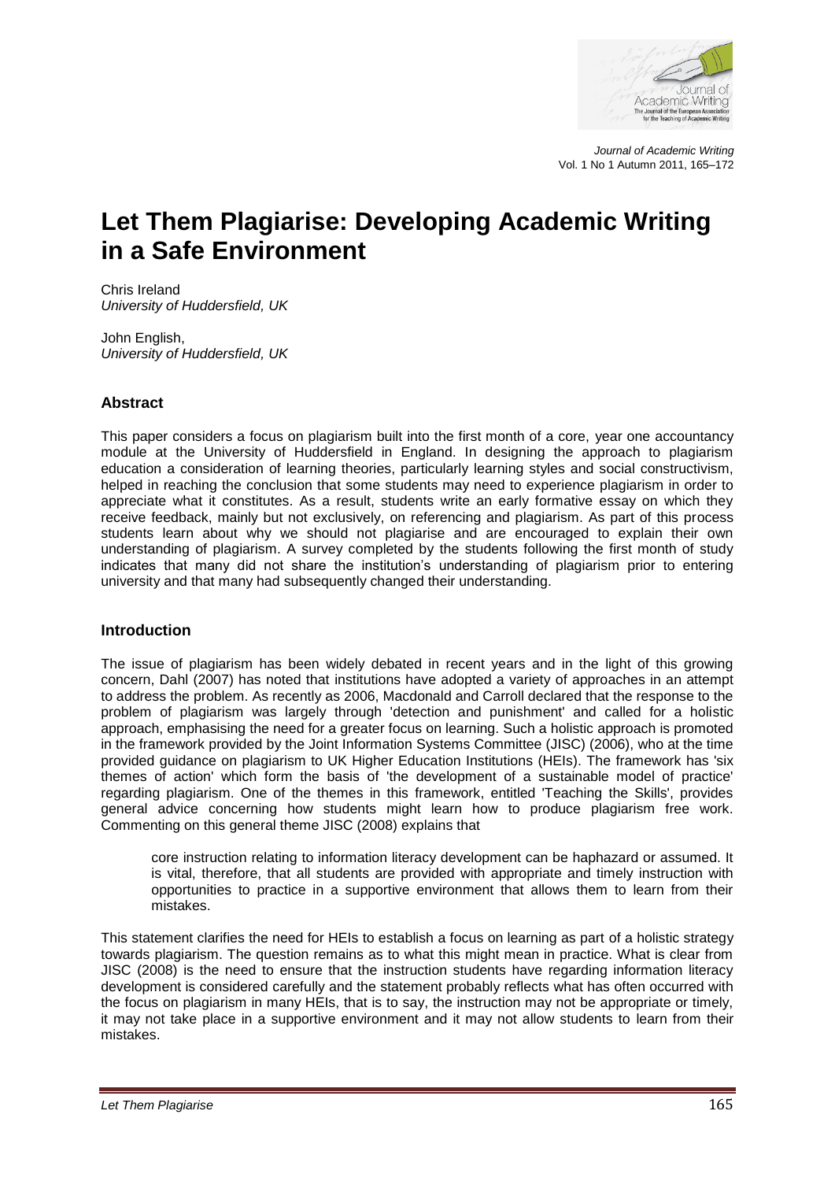# Let Them Plagiarise: Developing Academic Writing in a Safe Environment

Chris Ireland
*University of Huddersfield, UK*

John English,
*University of Huddersfield, UK*

## Abstract

This paper considers a focus on plagiarism built into the first month of a core, year one accountancy module at the University of Huddersfield in England. In designing the approach to plagiarism education a consideration of learning theories, particularly learning styles and social constructivism, helped in reaching the conclusion that some students may need to experience plagiarism in order to appreciate what it constitutes. As a result, students write an early formative essay on which they receive feedback, mainly but not exclusively, on referencing and plagiarism. As part of this process students learn about why we should not plagiarise and are encouraged to explain their own understanding of plagiarism. A survey completed by the students following the first month of study indicates that many did not share the institution's understanding of plagiarism prior to entering university and that many had subsequently changed their understanding.

## Introduction

The issue of plagiarism has been widely debated in recent years and in the light of this growing concern, Dahl (2007) has noted that institutions have adopted a variety of approaches in an attempt to address the problem. As recently as 2006, Macdonald and Carroll declared that the response to the problem of plagiarism was largely through 'detection and punishment' and called for a holistic approach, emphasising the need for a greater focus on learning. Such a holistic approach is promoted in the framework provided by the Joint Information Systems Committee (JISC) (2006), who at the time provided guidance on plagiarism to UK Higher Education Institutions (HEIs). The framework has 'six themes of action' which form the basis of 'the development of a sustainable model of practice' regarding plagiarism. One of the themes in this framework, entitled 'Teaching the Skills', provides general advice concerning how students might learn how to produce plagiarism free work. Commenting on this general theme JISC (2008) explains that

> core instruction relating to information literacy development can be haphazard or assumed. It is vital, therefore, that all students are provided with appropriate and timely instruction with opportunities to practice in a supportive environment that allows them to learn from their mistakes.

This statement clarifies the need for HEIs to establish a focus on learning as part of a holistic strategy towards plagiarism. The question remains as to what this might mean in practice. What is clear from JISC (2008) is the need to ensure that the instruction students have regarding information literacy development is considered carefully and the statement probably reflects what has often occurred with the focus on plagiarism in many HEIs, that is to say, the instruction may not be appropriate or timely, it may not take place in a supportive environment and it may not allow students to learn from their mistakes.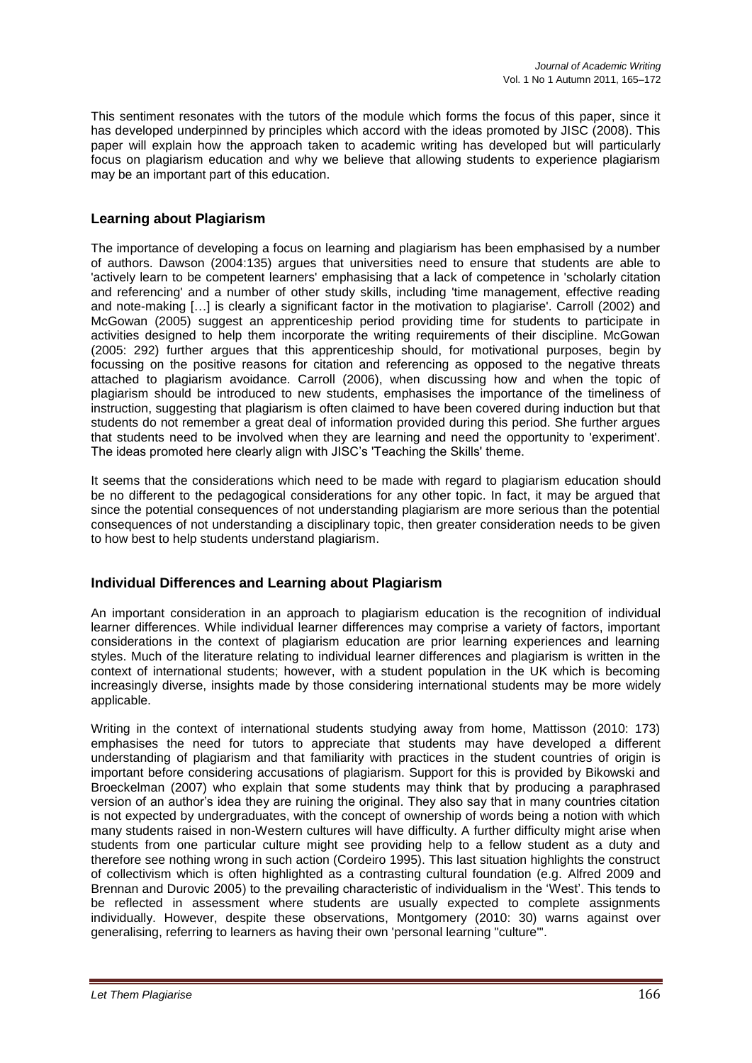This sentiment resonates with the tutors of the module which forms the focus of this paper, since it has developed underpinned by principles which accord with the ideas promoted by JISC (2008). This paper will explain how the approach taken to academic writing has developed but will particularly focus on plagiarism education and why we believe that allowing students to experience plagiarism may be an important part of this education.

## Learning about Plagiarism

The importance of developing a focus on learning and plagiarism has been emphasised by a number of authors. Dawson (2004:135) argues that universities need to ensure that students are able to 'actively learn to be competent learners' emphasising that a lack of competence in 'scholarly citation and referencing' and a number of other study skills, including 'time management, effective reading and note-making […] is clearly a significant factor in the motivation to plagiarise'. Carroll (2002) and McGowan (2005) suggest an apprenticeship period providing time for students to participate in activities designed to help them incorporate the writing requirements of their discipline. McGowan (2005: 292) further argues that this apprenticeship should, for motivational purposes, begin by focussing on the positive reasons for citation and referencing as opposed to the negative threats attached to plagiarism avoidance. Carroll (2006), when discussing how and when the topic of plagiarism should be introduced to new students, emphasises the importance of the timeliness of instruction, suggesting that plagiarism is often claimed to have been covered during induction but that students do not remember a great deal of information provided during this period. She further argues that students need to be involved when they are learning and need the opportunity to 'experiment'. The ideas promoted here clearly align with JISC's 'Teaching the Skills' theme.

It seems that the considerations which need to be made with regard to plagiarism education should be no different to the pedagogical considerations for any other topic. In fact, it may be argued that since the potential consequences of not understanding plagiarism are more serious than the potential consequences of not understanding a disciplinary topic, then greater consideration needs to be given to how best to help students understand plagiarism.

## Individual Differences and Learning about Plagiarism

An important consideration in an approach to plagiarism education is the recognition of individual learner differences. While individual learner differences may comprise a variety of factors, important considerations in the context of plagiarism education are prior learning experiences and learning styles. Much of the literature relating to individual learner differences and plagiarism is written in the context of international students; however, with a student population in the UK which is becoming increasingly diverse, insights made by those considering international students may be more widely applicable.

Writing in the context of international students studying away from home, Mattisson (2010: 173) emphasises the need for tutors to appreciate that students may have developed a different understanding of plagiarism and that familiarity with practices in the student countries of origin is important before considering accusations of plagiarism. Support for this is provided by Bikowski and Broeckelman (2007) who explain that some students may think that by producing a paraphrased version of an author's idea they are ruining the original. They also say that in many countries citation is not expected by undergraduates, with the concept of ownership of words being a notion with which many students raised in non-Western cultures will have difficulty. A further difficulty might arise when students from one particular culture might see providing help to a fellow student as a duty and therefore see nothing wrong in such action (Cordeiro 1995). This last situation highlights the construct of collectivism which is often highlighted as a contrasting cultural foundation (e.g. Alfred 2009 and Brennan and Durovic 2005) to the prevailing characteristic of individualism in the 'West'. This tends to be reflected in assessment where students are usually expected to complete assignments individually. However, despite these observations, Montgomery (2010: 30) warns against over generalising, referring to learners as having their own 'personal learning "culture"'.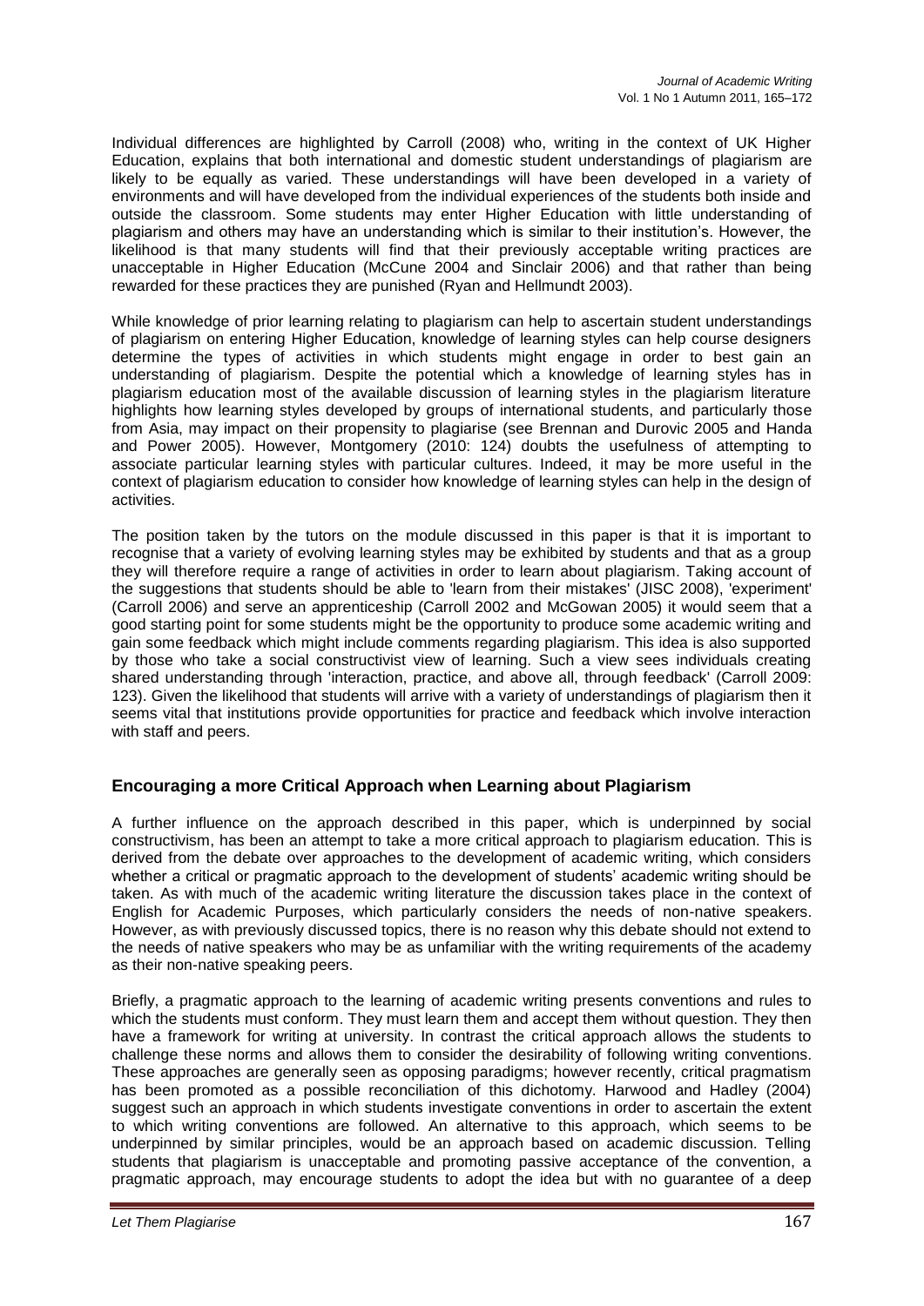Individual differences are highlighted by Carroll (2008) who, writing in the context of UK Higher Education, explains that both international and domestic student understandings of plagiarism are likely to be equally as varied. These understandings will have been developed in a variety of environments and will have developed from the individual experiences of the students both inside and outside the classroom. Some students may enter Higher Education with little understanding of plagiarism and others may have an understanding which is similar to their institution's. However, the likelihood is that many students will find that their previously acceptable writing practices are unacceptable in Higher Education (McCune 2004 and Sinclair 2006) and that rather than being rewarded for these practices they are punished (Ryan and Hellmundt 2003).

While knowledge of prior learning relating to plagiarism can help to ascertain student understandings of plagiarism on entering Higher Education, knowledge of learning styles can help course designers determine the types of activities in which students might engage in order to best gain an understanding of plagiarism. Despite the potential which a knowledge of learning styles has in plagiarism education most of the available discussion of learning styles in the plagiarism literature highlights how learning styles developed by groups of international students, and particularly those from Asia, may impact on their propensity to plagiarise (see Brennan and Durovic 2005 and Handa and Power 2005). However, Montgomery (2010: 124) doubts the usefulness of attempting to associate particular learning styles with particular cultures. Indeed, it may be more useful in the context of plagiarism education to consider how knowledge of learning styles can help in the design of activities.

The position taken by the tutors on the module discussed in this paper is that it is important to recognise that a variety of evolving learning styles may be exhibited by students and that as a group they will therefore require a range of activities in order to learn about plagiarism. Taking account of the suggestions that students should be able to 'learn from their mistakes' (JISC 2008), 'experiment' (Carroll 2006) and serve an apprenticeship (Carroll 2002 and McGowan 2005) it would seem that a good starting point for some students might be the opportunity to produce some academic writing and gain some feedback which might include comments regarding plagiarism. This idea is also supported by those who take a social constructivist view of learning. Such a view sees individuals creating shared understanding through 'interaction, practice, and above all, through feedback' (Carroll 2009: 123). Given the likelihood that students will arrive with a variety of understandings of plagiarism then it seems vital that institutions provide opportunities for practice and feedback which involve interaction with staff and peers.

## Encouraging a more Critical Approach when Learning about Plagiarism

A further influence on the approach described in this paper, which is underpinned by social constructivism, has been an attempt to take a more critical approach to plagiarism education. This is derived from the debate over approaches to the development of academic writing, which considers whether a critical or pragmatic approach to the development of students' academic writing should be taken. As with much of the academic writing literature the discussion takes place in the context of English for Academic Purposes, which particularly considers the needs of non-native speakers. However, as with previously discussed topics, there is no reason why this debate should not extend to the needs of native speakers who may be as unfamiliar with the writing requirements of the academy as their non-native speaking peers.

Briefly, a pragmatic approach to the learning of academic writing presents conventions and rules to which the students must conform. They must learn them and accept them without question. They then have a framework for writing at university. In contrast the critical approach allows the students to challenge these norms and allows them to consider the desirability of following writing conventions. These approaches are generally seen as opposing paradigms; however recently, critical pragmatism has been promoted as a possible reconciliation of this dichotomy. Harwood and Hadley (2004) suggest such an approach in which students investigate conventions in order to ascertain the extent to which writing conventions are followed. An alternative to this approach, which seems to be underpinned by similar principles, would be an approach based on academic discussion. Telling students that plagiarism is unacceptable and promoting passive acceptance of the convention, a pragmatic approach, may encourage students to adopt the idea but with no guarantee of a deep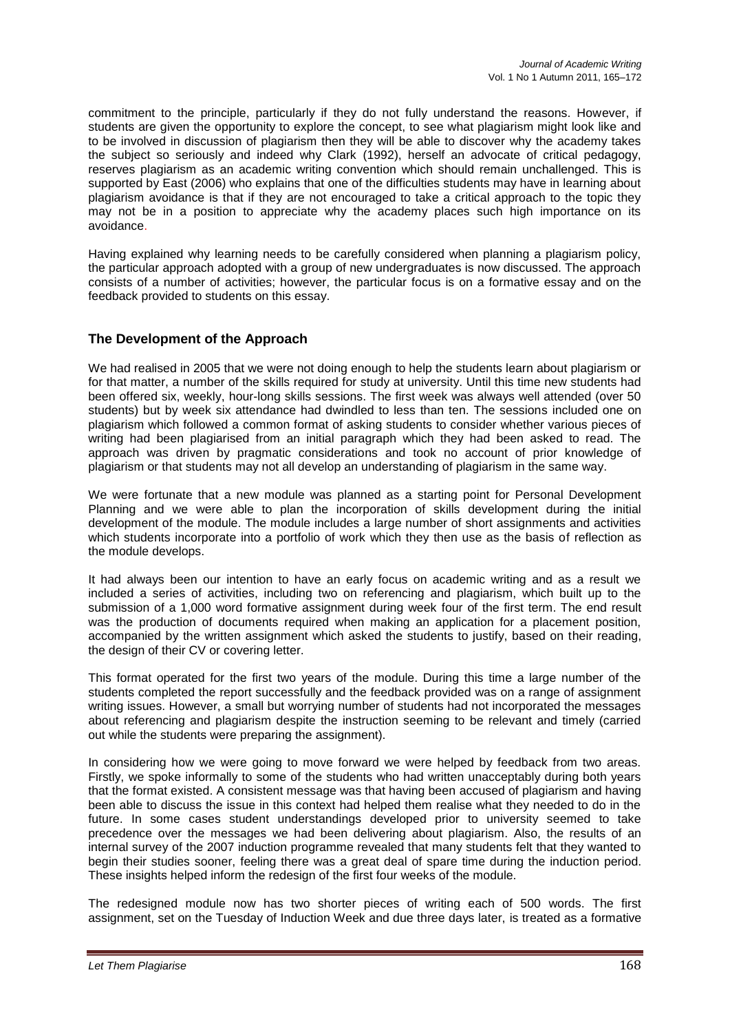commitment to the principle, particularly if they do not fully understand the reasons. However, if students are given the opportunity to explore the concept, to see what plagiarism might look like and to be involved in discussion of plagiarism then they will be able to discover why the academy takes the subject so seriously and indeed why Clark (1992), herself an advocate of critical pedagogy, reserves plagiarism as an academic writing convention which should remain unchallenged. This is supported by East (2006) who explains that one of the difficulties students may have in learning about plagiarism avoidance is that if they are not encouraged to take a critical approach to the topic they may not be in a position to appreciate why the academy places such high importance on its avoidance.

Having explained why learning needs to be carefully considered when planning a plagiarism policy, the particular approach adopted with a group of new undergraduates is now discussed. The approach consists of a number of activities; however, the particular focus is on a formative essay and on the feedback provided to students on this essay.

## The Development of the Approach

We had realised in 2005 that we were not doing enough to help the students learn about plagiarism or for that matter, a number of the skills required for study at university. Until this time new students had been offered six, weekly, hour-long skills sessions. The first week was always well attended (over 50 students) but by week six attendance had dwindled to less than ten. The sessions included one on plagiarism which followed a common format of asking students to consider whether various pieces of writing had been plagiarised from an initial paragraph which they had been asked to read. The approach was driven by pragmatic considerations and took no account of prior knowledge of plagiarism or that students may not all develop an understanding of plagiarism in the same way.

We were fortunate that a new module was planned as a starting point for Personal Development Planning and we were able to plan the incorporation of skills development during the initial development of the module. The module includes a large number of short assignments and activities which students incorporate into a portfolio of work which they then use as the basis of reflection as the module develops.

It had always been our intention to have an early focus on academic writing and as a result we included a series of activities, including two on referencing and plagiarism, which built up to the submission of a 1,000 word formative assignment during week four of the first term. The end result was the production of documents required when making an application for a placement position, accompanied by the written assignment which asked the students to justify, based on their reading, the design of their CV or covering letter.

This format operated for the first two years of the module. During this time a large number of the students completed the report successfully and the feedback provided was on a range of assignment writing issues. However, a small but worrying number of students had not incorporated the messages about referencing and plagiarism despite the instruction seeming to be relevant and timely (carried out while the students were preparing the assignment).

In considering how we were going to move forward we were helped by feedback from two areas. Firstly, we spoke informally to some of the students who had written unacceptably during both years that the format existed. A consistent message was that having been accused of plagiarism and having been able to discuss the issue in this context had helped them realise what they needed to do in the future. In some cases student understandings developed prior to university seemed to take precedence over the messages we had been delivering about plagiarism. Also, the results of an internal survey of the 2007 induction programme revealed that many students felt that they wanted to begin their studies sooner, feeling there was a great deal of spare time during the induction period. These insights helped inform the redesign of the first four weeks of the module.

The redesigned module now has two shorter pieces of writing each of 500 words. The first assignment, set on the Tuesday of Induction Week and due three days later, is treated as a formative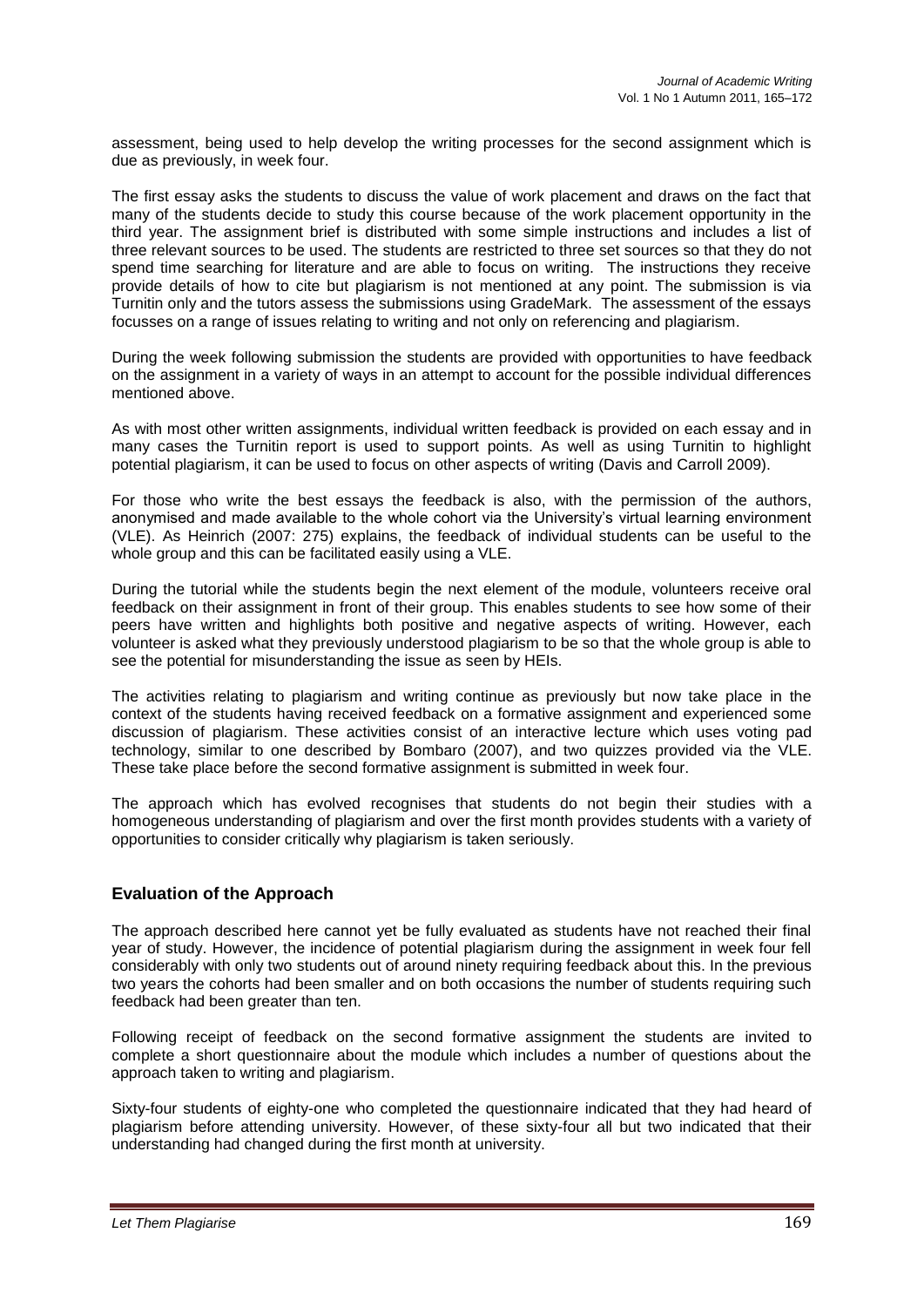assessment, being used to help develop the writing processes for the second assignment which is due as previously, in week four.

The first essay asks the students to discuss the value of work placement and draws on the fact that many of the students decide to study this course because of the work placement opportunity in the third year. The assignment brief is distributed with some simple instructions and includes a list of three relevant sources to be used. The students are restricted to three set sources so that they do not spend time searching for literature and are able to focus on writing. The instructions they receive provide details of how to cite but plagiarism is not mentioned at any point. The submission is via Turnitin only and the tutors assess the submissions using GradeMark. The assessment of the essays focusses on a range of issues relating to writing and not only on referencing and plagiarism.

During the week following submission the students are provided with opportunities to have feedback on the assignment in a variety of ways in an attempt to account for the possible individual differences mentioned above.

As with most other written assignments, individual written feedback is provided on each essay and in many cases the Turnitin report is used to support points. As well as using Turnitin to highlight potential plagiarism, it can be used to focus on other aspects of writing (Davis and Carroll 2009).

For those who write the best essays the feedback is also, with the permission of the authors, anonymised and made available to the whole cohort via the University's virtual learning environment (VLE). As Heinrich (2007: 275) explains, the feedback of individual students can be useful to the whole group and this can be facilitated easily using a VLE.

During the tutorial while the students begin the next element of the module, volunteers receive oral feedback on their assignment in front of their group. This enables students to see how some of their peers have written and highlights both positive and negative aspects of writing. However, each volunteer is asked what they previously understood plagiarism to be so that the whole group is able to see the potential for misunderstanding the issue as seen by HEIs.

The activities relating to plagiarism and writing continue as previously but now take place in the context of the students having received feedback on a formative assignment and experienced some discussion of plagiarism. These activities consist of an interactive lecture which uses voting pad technology, similar to one described by Bombaro (2007), and two quizzes provided via the VLE. These take place before the second formative assignment is submitted in week four.

The approach which has evolved recognises that students do not begin their studies with a homogeneous understanding of plagiarism and over the first month provides students with a variety of opportunities to consider critically why plagiarism is taken seriously.

## Evaluation of the Approach

The approach described here cannot yet be fully evaluated as students have not reached their final year of study. However, the incidence of potential plagiarism during the assignment in week four fell considerably with only two students out of around ninety requiring feedback about this. In the previous two years the cohorts had been smaller and on both occasions the number of students requiring such feedback had been greater than ten.

Following receipt of feedback on the second formative assignment the students are invited to complete a short questionnaire about the module which includes a number of questions about the approach taken to writing and plagiarism.

Sixty-four students of eighty-one who completed the questionnaire indicated that they had heard of plagiarism before attending university. However, of these sixty-four all but two indicated that their understanding had changed during the first month at university.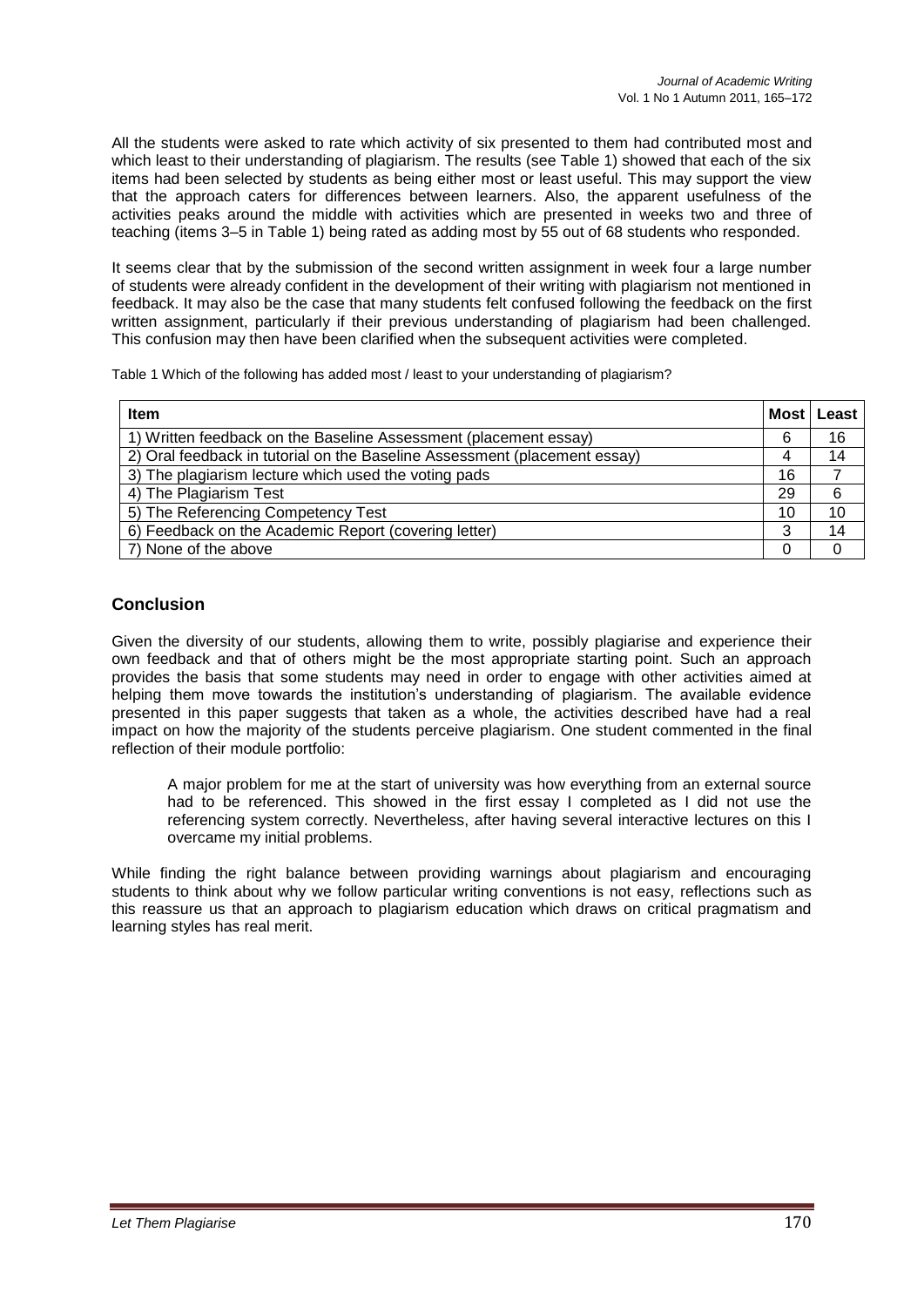All the students were asked to rate which activity of six presented to them had contributed most and which least to their understanding of plagiarism. The results (see Table 1) showed that each of the six items had been selected by students as being either most or least useful. This may support the view that the approach caters for differences between learners. Also, the apparent usefulness of the activities peaks around the middle with activities which are presented in weeks two and three of teaching (items 3–5 in Table 1) being rated as adding most by 55 out of 68 students who responded.

It seems clear that by the submission of the second written assignment in week four a large number of students were already confident in the development of their writing with plagiarism not mentioned in feedback. It may also be the case that many students felt confused following the feedback on the first written assignment, particularly if their previous understanding of plagiarism had been challenged. This confusion may then have been clarified when the subsequent activities were completed.

Table 1 Which of the following has added most / least to your understanding of plagiarism?

| Item | Most | Least |
|---|---|---|
| 1) Written feedback on the Baseline Assessment (placement essay) | 6 | 16 |
| 2) Oral feedback in tutorial on the Baseline Assessment (placement essay) | 4 | 14 |
| 3) The plagiarism lecture which used the voting pads | 16 | 7 |
| 4) The Plagiarism Test | 29 | 6 |
| 5) The Referencing Competency Test | 10 | 10 |
| 6) Feedback on the Academic Report (covering letter) | 3 | 14 |
| 7) None of the above | 0 | 0 |

## Conclusion

Given the diversity of our students, allowing them to write, possibly plagiarise and experience their own feedback and that of others might be the most appropriate starting point. Such an approach provides the basis that some students may need in order to engage with other activities aimed at helping them move towards the institution's understanding of plagiarism. The available evidence presented in this paper suggests that taken as a whole, the activities described have had a real impact on how the majority of the students perceive plagiarism. One student commented in the final reflection of their module portfolio:

> A major problem for me at the start of university was how everything from an external source had to be referenced. This showed in the first essay I completed as I did not use the referencing system correctly. Nevertheless, after having several interactive lectures on this I overcame my initial problems.

While finding the right balance between providing warnings about plagiarism and encouraging students to think about why we follow particular writing conventions is not easy, reflections such as this reassure us that an approach to plagiarism education which draws on critical pragmatism and learning styles has real merit.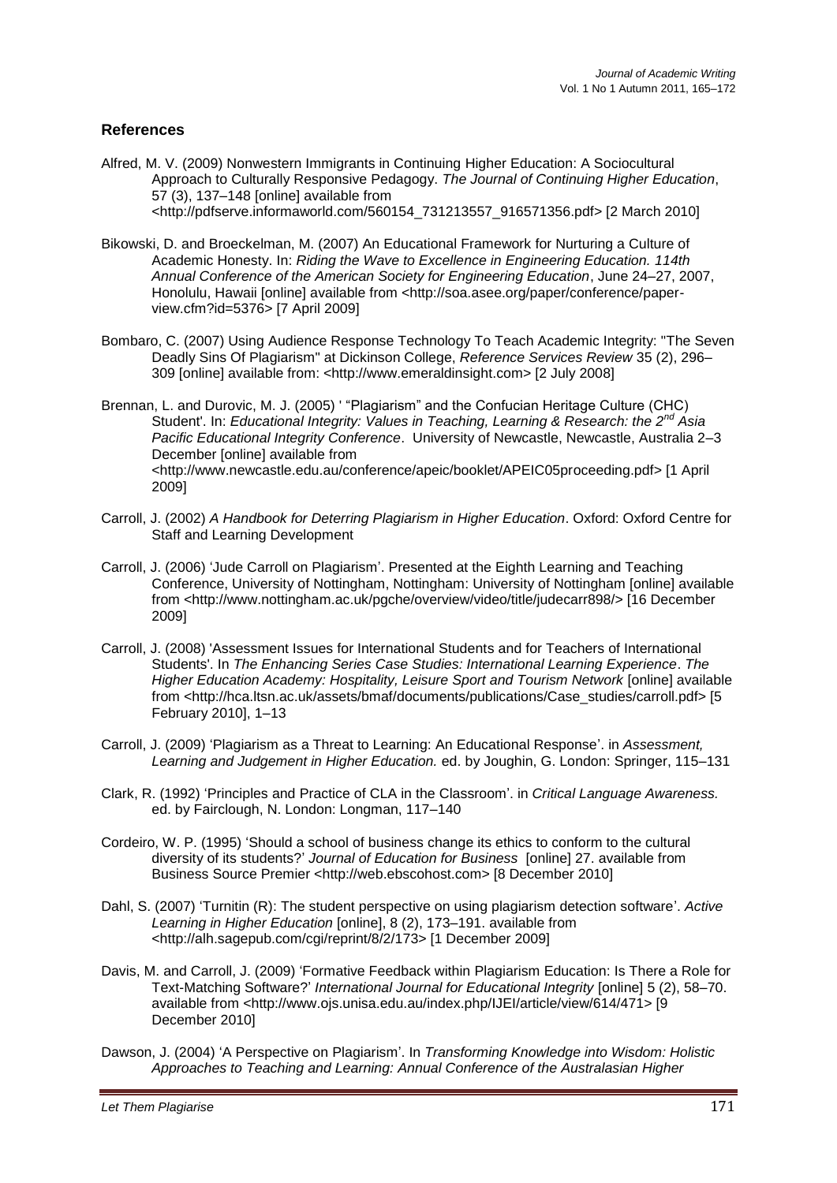## References

Alfred, M. V. (2009) Nonwestern Immigrants in Continuing Higher Education: A Sociocultural Approach to Culturally Responsive Pedagogy. *The Journal of Continuing Higher Education*, 57 (3), 137–148 [online] available from <http://pdfserve.informaworld.com/560154_731213557_916571356.pdf> [2 March 2010]

Bikowski, D. and Broeckelman, M. (2007) An Educational Framework for Nurturing a Culture of Academic Honesty. In: *Riding the Wave to Excellence in Engineering Education. 114th Annual Conference of the American Society for Engineering Education*, June 24–27, 2007, Honolulu, Hawaii [online] available from <http://soa.asee.org/paper/conference/paper-view.cfm?id=5376> [7 April 2009]

Bombaro, C. (2007) Using Audience Response Technology To Teach Academic Integrity: "The Seven Deadly Sins Of Plagiarism" at Dickinson College, *Reference Services Review* 35 (2), 296–309 [online] available from: <http://www.emeraldinsight.com> [2 July 2008]

Brennan, L. and Durovic, M. J. (2005) ' "Plagiarism" and the Confucian Heritage Culture (CHC) Student'. In: *Educational Integrity: Values in Teaching, Learning & Research: the 2nd Asia Pacific Educational Integrity Conference*. University of Newcastle, Newcastle, Australia 2–3 December [online] available from <http://www.newcastle.edu.au/conference/apeic/booklet/APEIC05proceeding.pdf> [1 April 2009]

Carroll, J. (2002) *A Handbook for Deterring Plagiarism in Higher Education*. Oxford: Oxford Centre for Staff and Learning Development

Carroll, J. (2006) 'Jude Carroll on Plagiarism'. Presented at the Eighth Learning and Teaching Conference, University of Nottingham, Nottingham: University of Nottingham [online] available from <http://www.nottingham.ac.uk/pgche/overview/video/title/judecarr898/> [16 December 2009]

Carroll, J. (2008) 'Assessment Issues for International Students and for Teachers of International Students'. In *The Enhancing Series Case Studies: International Learning Experience*. *The Higher Education Academy: Hospitality, Leisure Sport and Tourism Network* [online] available from <http://hca.ltsn.ac.uk/assets/bmaf/documents/publications/Case_studies/carroll.pdf> [5 February 2010], 1–13

Carroll, J. (2009) 'Plagiarism as a Threat to Learning: An Educational Response'. in *Assessment, Learning and Judgement in Higher Education.* ed. by Joughin, G. London: Springer, 115–131

Clark, R. (1992) 'Principles and Practice of CLA in the Classroom'. in *Critical Language Awareness.* ed. by Fairclough, N. London: Longman, 117–140

Cordeiro, W. P. (1995) 'Should a school of business change its ethics to conform to the cultural diversity of its students?' *Journal of Education for Business* [online] 27. available from Business Source Premier <http://web.ebscohost.com> [8 December 2010]

Dahl, S. (2007) 'Turnitin (R): The student perspective on using plagiarism detection software'. *Active Learning in Higher Education* [online], 8 (2), 173–191. available from <http://alh.sagepub.com/cgi/reprint/8/2/173> [1 December 2009]

Davis, M. and Carroll, J. (2009) 'Formative Feedback within Plagiarism Education: Is There a Role for Text-Matching Software?' *International Journal for Educational Integrity* [online] 5 (2), 58–70. available from <http://www.ojs.unisa.edu.au/index.php/IJEI/article/view/614/471> [9 December 2010]

Dawson, J. (2004) 'A Perspective on Plagiarism'. In *Transforming Knowledge into Wisdom: Holistic Approaches to Teaching and Learning: Annual Conference of the Australasian Higher*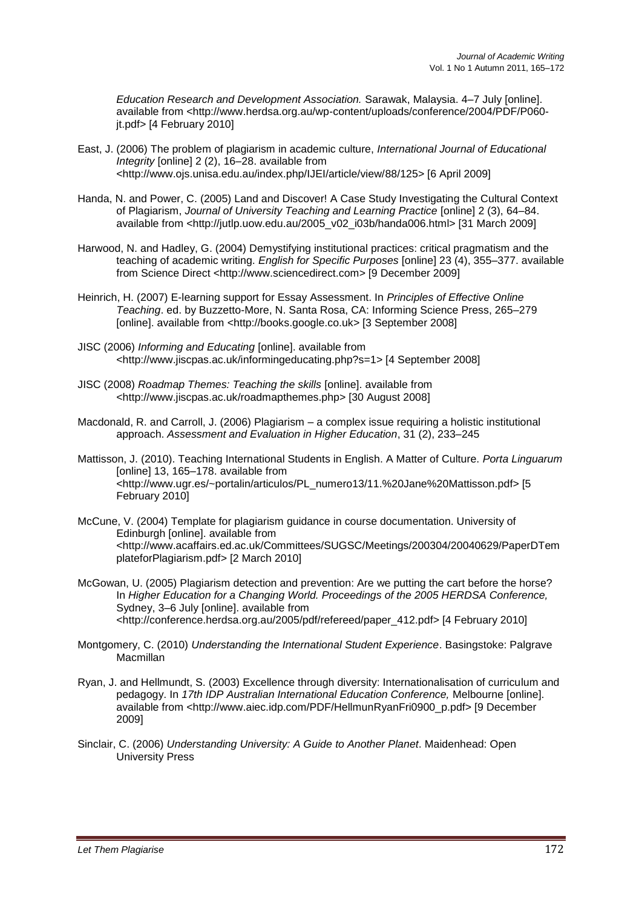*Education Research and Development Association.* Sarawak, Malaysia. 4–7 July [online]. available from <http://www.herdsa.org.au/wp-content/uploads/conference/2004/PDF/P060-jt.pdf> [4 February 2010]

East, J. (2006) The problem of plagiarism in academic culture, *International Journal of Educational Integrity* [online] 2 (2), 16–28. available from <http://www.ojs.unisa.edu.au/index.php/IJEI/article/view/88/125> [6 April 2009]

Handa, N. and Power, C. (2005) Land and Discover! A Case Study Investigating the Cultural Context of Plagiarism, *Journal of University Teaching and Learning Practice* [online] 2 (3), 64–84. available from <http://jutlp.uow.edu.au/2005_v02_i03b/handa006.html> [31 March 2009]

Harwood, N. and Hadley, G. (2004) Demystifying institutional practices: critical pragmatism and the teaching of academic writing. *English for Specific Purposes* [online] 23 (4), 355–377. available from Science Direct <http://www.sciencedirect.com> [9 December 2009]

Heinrich, H. (2007) E-learning support for Essay Assessment. In *Principles of Effective Online Teaching*. ed. by Buzzetto-More, N. Santa Rosa, CA: Informing Science Press, 265–279 [online]. available from <http://books.google.co.uk> [3 September 2008]

JISC (2006) *Informing and Educating* [online]. available from <http://www.jiscpas.ac.uk/informingeducating.php?s=1> [4 September 2008]

JISC (2008) *Roadmap Themes: Teaching the skills* [online]. available from <http://www.jiscpas.ac.uk/roadmapthemes.php> [30 August 2008]

Macdonald, R. and Carroll, J. (2006) Plagiarism – a complex issue requiring a holistic institutional approach. *Assessment and Evaluation in Higher Education*, 31 (2), 233–245

Mattisson, J. (2010). Teaching International Students in English. A Matter of Culture. *Porta Linguarum* [online] 13, 165–178. available from <http://www.ugr.es/~portalin/articulos/PL_numero13/11.%20Jane%20Mattisson.pdf> [5 February 2010]

McCune, V. (2004) Template for plagiarism guidance in course documentation. University of Edinburgh [online]. available from <http://www.acaffairs.ed.ac.uk/Committees/SUGSC/Meetings/200304/20040629/PaperDTemplateforPlagiarism.pdf> [2 March 2010]

McGowan, U. (2005) Plagiarism detection and prevention: Are we putting the cart before the horse? In *Higher Education for a Changing World. Proceedings of the 2005 HERDSA Conference,* Sydney, 3–6 July [online]. available from <http://conference.herdsa.org.au/2005/pdf/refereed/paper_412.pdf> [4 February 2010]

Montgomery, C. (2010) *Understanding the International Student Experience*. Basingstoke: Palgrave Macmillan

Ryan, J. and Hellmundt, S. (2003) Excellence through diversity: Internationalisation of curriculum and pedagogy. In *17th IDP Australian International Education Conference,* Melbourne [online]. available from <http://www.aiec.idp.com/PDF/HellmunRyanFri0900_p.pdf> [9 December 2009]

Sinclair, C. (2006) *Understanding University: A Guide to Another Planet*. Maidenhead: Open University Press